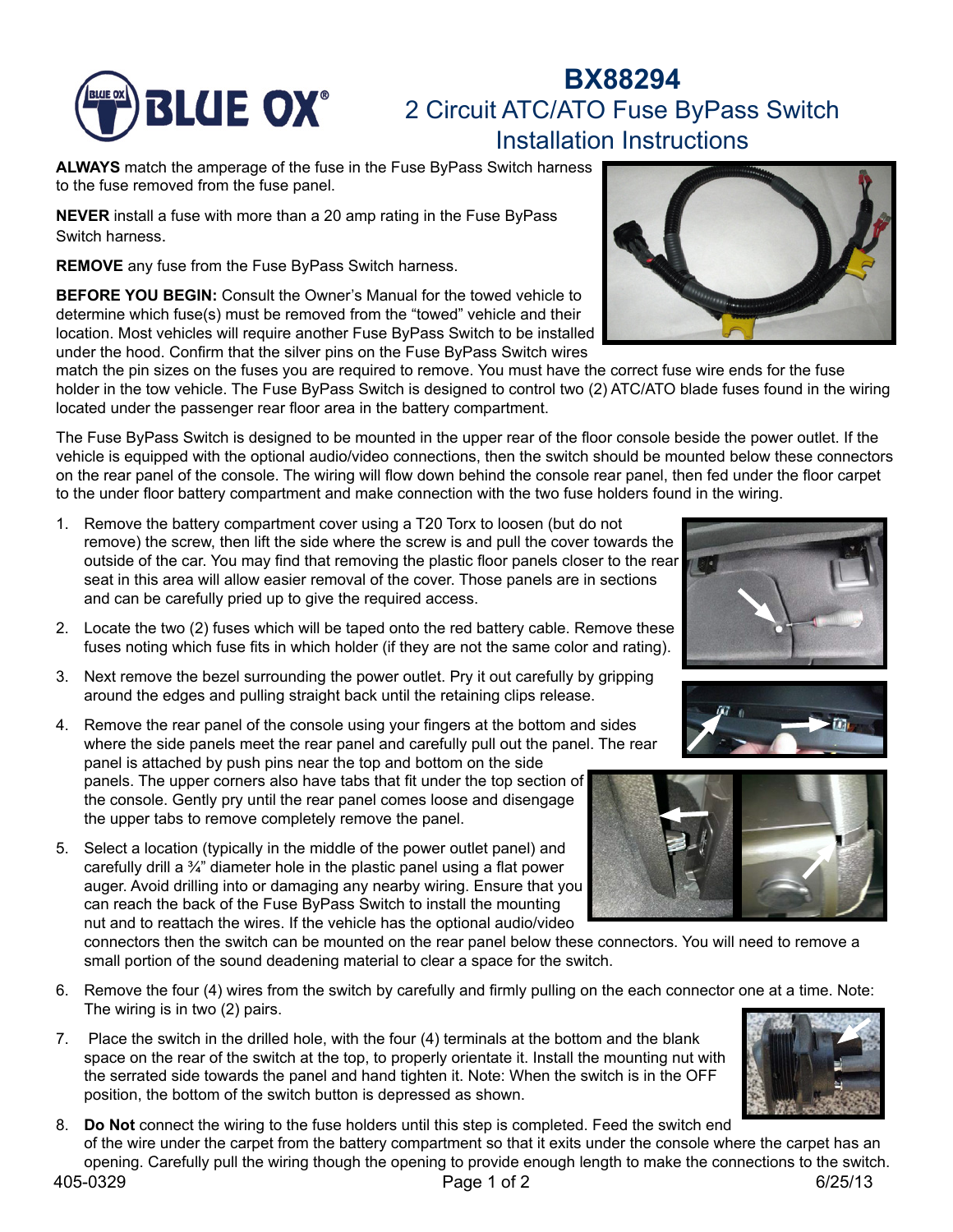# BX88294

## 2 Circuit ATC/ATO Fuse ByPass Switch Installation Instructions

**ALWAYS** match the amperage of the fuse in the Fuse ByPass Switch harness to the fuse removed from the fuse panel.

**NEVER** install a fuse with more than a 20 amp rating in the Fuse ByPass Switch harness.

**REMOVE** any fuse from the Fuse ByPass Switch harness.

**BEFORE YOU BEGIN:** Consult the Owner's Manual for the towed vehicle to determine which fuse(s) must be removed from the "towed" vehicle and their location. Most vehicles will require another Fuse ByPass Switch to be installed under the hood. Confirm that the silver pins on the Fuse ByPass Switch wires match the pin sizes on the fuses you are required to remove. You must have the correct fuse wire ends for the fuse holder in the tow vehicle. The Fuse ByPass Switch is designed to control two (2) ATC/ATO blade fuses found in the wiring located under the passenger rear floor area in the battery compartment.

The Fuse ByPass Switch is designed to be mounted in the upper rear of the floor console beside the power outlet. If the vehicle is equipped with the optional audio/video connections, then the switch should be mounted below these connectors on the rear panel of the console. The wiring will flow down behind the console rear panel, then fed under the floor carpet to the under floor battery compartment and make connection with the two fuse holders found in the wiring.

1. Remove the battery compartment cover using a T20 Torx to loosen (but do not remove) the screw, then lift the side where the screw is and pull the cover towards the outside of the car. You may find that removing the plastic floor panels closer to the rear seat in this area will allow easier removal of the cover. Those panels are in sections and can be carefully pried up to give the required access.
2. Locate the two (2) fuses which will be taped onto the red battery cable. Remove these fuses noting which fuse fits in which holder (if they are not the same color and rating).
3. Next remove the bezel surrounding the power outlet. Pry it out carefully by gripping around the edges and pulling straight back until the retaining clips release.
4. Remove the rear panel of the console using your fingers at the bottom and sides where the side panels meet the rear panel and carefully pull out the panel. The rear panel is attached by push pins near the top and bottom on the side panels. The upper corners also have tabs that fit under the top section of the console. Gently pry until the rear panel comes loose and disengage the upper tabs to remove completely remove the panel.
5. Select a location (typically in the middle of the power outlet panel) and carefully drill a ¾" diameter hole in the plastic panel using a flat power auger. Avoid drilling into or damaging any nearby wiring. Ensure that you can reach the back of the Fuse ByPass Switch to install the mounting nut and to reattach the wires. If the vehicle has the optional audio/video connectors then the switch can be mounted on the rear panel below these connectors. You will need to remove a small portion of the sound deadening material to clear a space for the switch.
6. Remove the four (4) wires from the switch by carefully and firmly pulling on the each connector one at a time. Note: The wiring is in two (2) pairs.
7. Place the switch in the drilled hole, with the four (4) terminals at the bottom and the blank space on the rear of the switch at the top, to properly orientate it. Install the mounting nut with the serrated side towards the panel and hand tighten it. Note: When the switch is in the OFF position, the bottom of the switch button is depressed as shown.
8. **Do Not** connect the wiring to the fuse holders until this step is completed. Feed the switch end of the wire under the carpet from the battery compartment so that it exits under the console where the carpet has an opening. Carefully pull the wiring though the opening to provide enough length to make the connections to the switch.

405-0329 6/25/13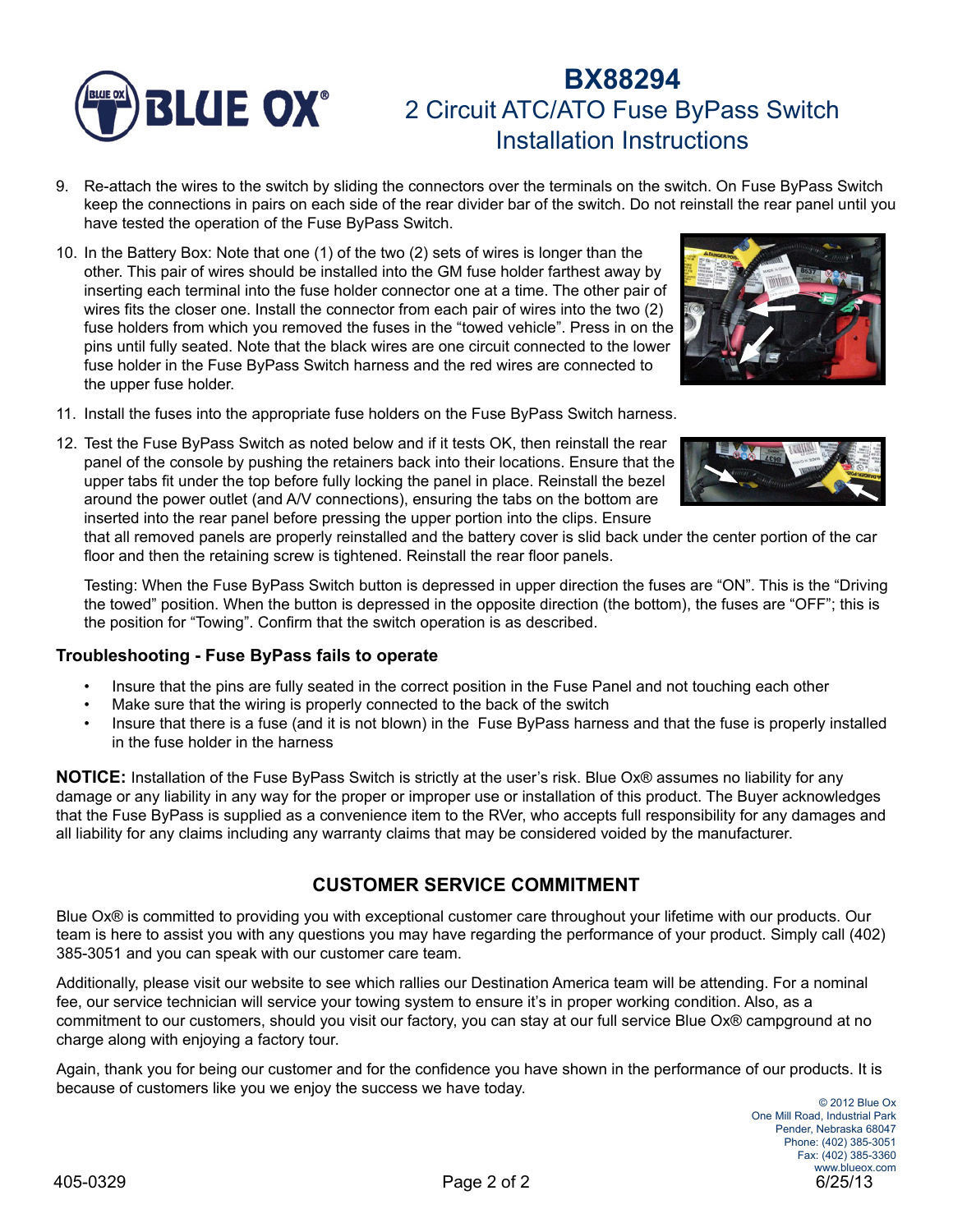# BX88294
## 2 Circuit ATC/ATO Fuse ByPass Switch Installation Instructions

9. Re-attach the wires to the switch by sliding the connectors over the terminals on the switch. On Fuse ByPass Switch keep the connections in pairs on each side of the rear divider bar of the switch. Do not reinstall the rear panel until you have tested the operation of the Fuse ByPass Switch.

10. In the Battery Box: Note that one (1) of the two (2) sets of wires is longer than the other. This pair of wires should be installed into the GM fuse holder farthest away by inserting each terminal into the fuse holder connector one at a time. The other pair of wires fits the closer one. Install the connector from each pair of wires into the two (2) fuse holders from which you removed the fuses in the "towed vehicle". Press in on the pins until fully seated. Note that the black wires are one circuit connected to the lower fuse holder in the Fuse ByPass Switch harness and the red wires are connected to the upper fuse holder.

11. Install the fuses into the appropriate fuse holders on the Fuse ByPass Switch harness.

12. Test the Fuse ByPass Switch as noted below and if it tests OK, then reinstall the rear panel of the console by pushing the retainers back into their locations. Ensure that the upper tabs fit under the top before fully locking the panel in place. Reinstall the bezel around the power outlet (and A/V connections), ensuring the tabs on the bottom are inserted into the rear panel before pressing the upper portion into the clips. Ensure that all removed panels are properly reinstalled and the battery cover is slid back under the center portion of the car floor and then the retaining screw is tightened. Reinstall the rear floor panels.

    Testing: When the Fuse ByPass Switch button is depressed in upper direction the fuses are "ON". This is the "Driving the towed" position. When the button is depressed in the opposite direction (the bottom), the fuses are "OFF"; this is the position for "Towing". Confirm that the switch operation is as described.

### Troubleshooting - Fuse ByPass fails to operate

- Insure that the pins are fully seated in the correct position in the Fuse Panel and not touching each other
- Make sure that the wiring is properly connected to the back of the switch
- Insure that there is a fuse (and it is not blown) in the Fuse ByPass harness and that the fuse is properly installed in the fuse holder in the harness

**NOTICE:** Installation of the Fuse ByPass Switch is strictly at the user's risk. Blue Ox® assumes no liability for any damage or any liability in any way for the proper or improper use or installation of this product. The Buyer acknowledges that the Fuse ByPass is supplied as a convenience item to the RVer, who accepts full responsibility for any damages and all liability for any claims including any warranty claims that may be considered voided by the manufacturer.

### CUSTOMER SERVICE COMMITMENT

Blue Ox® is committed to providing you with exceptional customer care throughout your lifetime with our products. Our team is here to assist you with any questions you may have regarding the performance of your product. Simply call (402) 385-3051 and you can speak with our customer care team.

Additionally, please visit our website to see which rallies our Destination America team will be attending. For a nominal fee, our service technician will service your towing system to ensure it's in proper working condition. Also, as a commitment to our customers, should you visit our factory, you can stay at our full service Blue Ox® campground at no charge along with enjoying a factory tour.

Again, thank you for being our customer and for the confidence you have shown in the performance of our products. It is because of customers like you we enjoy the success we have today.

© 2012 Blue Ox
One Mill Road, Industrial Park
Pender, Nebraska 68047
Phone: (402) 385-3051
Fax: (402) 385-3360
www.blueox.com

405-0329

6/25/13